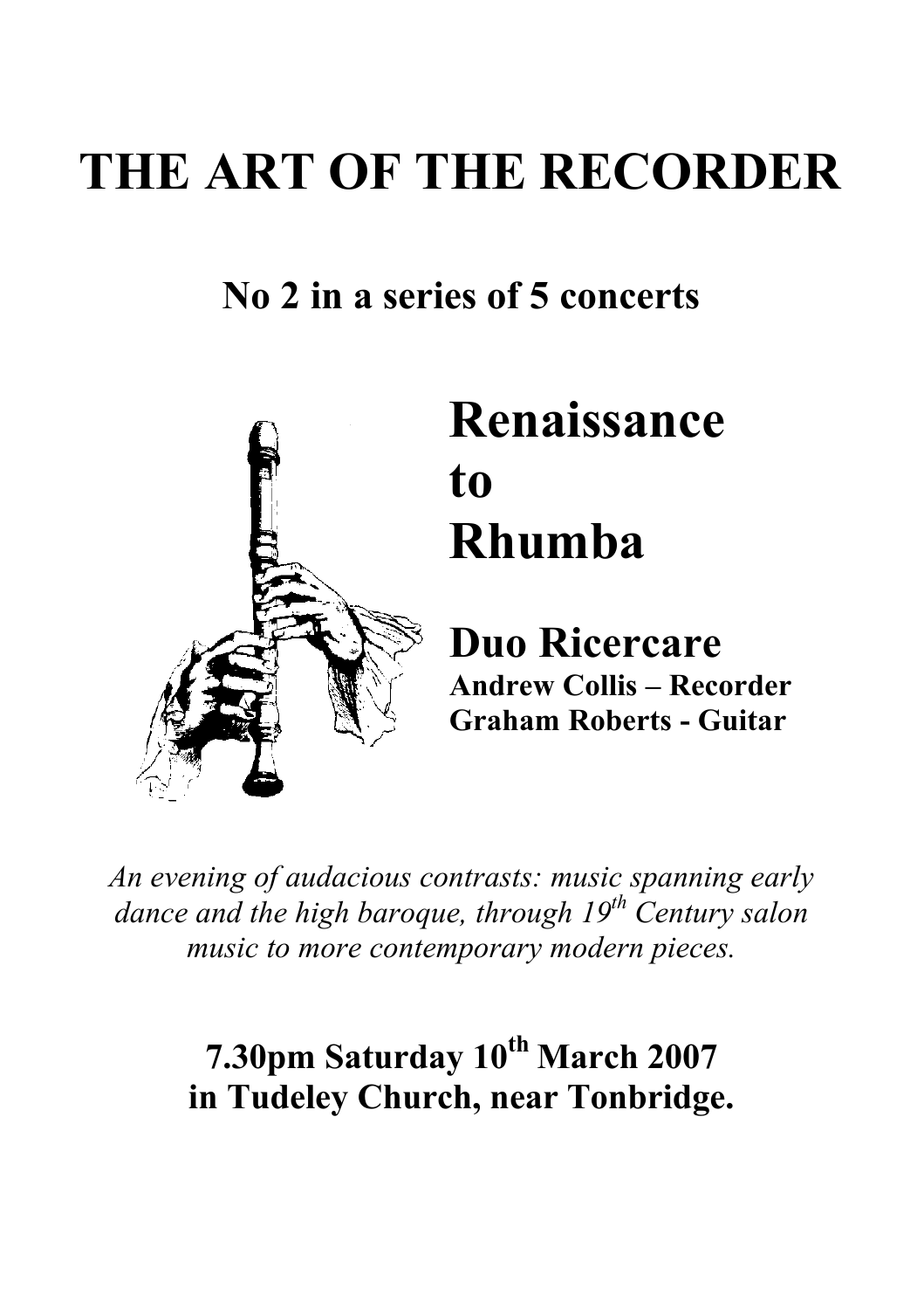# THE ART OF THE RECORDER

## No 2 in a series of 5 concerts

# Renaissance to Rhumba

## Duo Ricercare

**Andrew Collis – Recorder**
**Graham Roberts - Guitar**

*An evening of audacious contrasts: music spanning early dance and the high baroque, through 19th Century salon music to more contemporary modern pieces.*

**7.30pm Saturday 10th March 2007**
**in Tudeley Church, near Tonbridge.**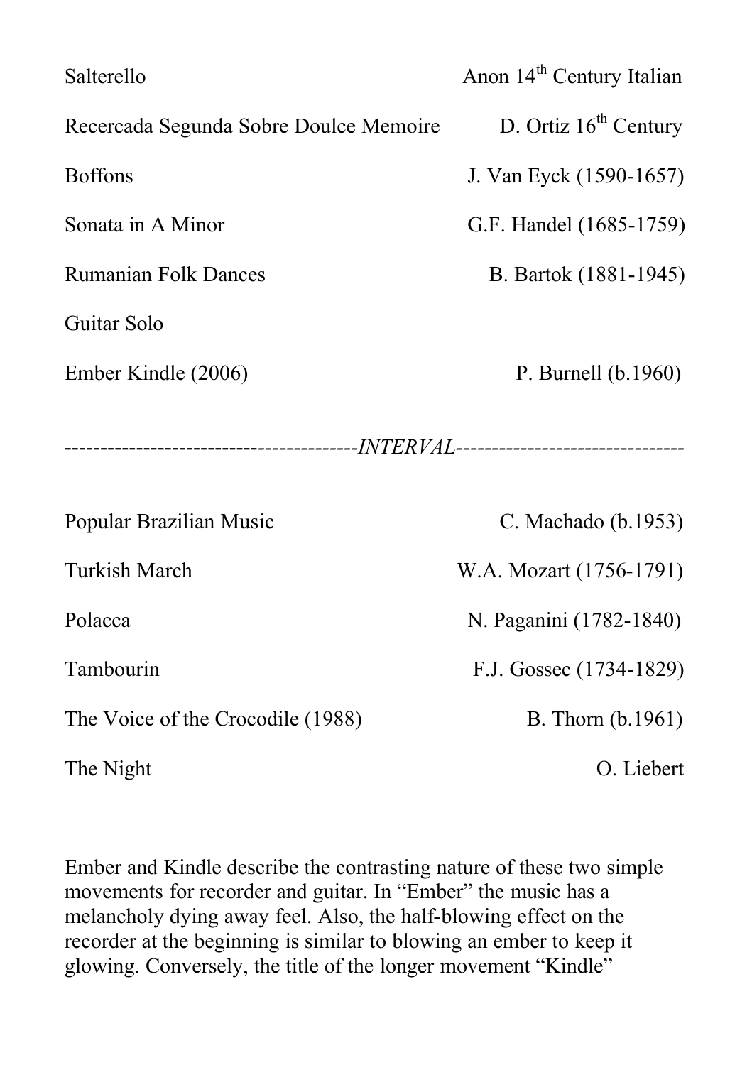| | |
|---|---|
| Salterello | Anon 14th Century Italian |
| Recercada Segunda Sobre Doulce Memoire | D. Ortiz 16th Century |
| Boffons | J. Van Eyck (1590-1657) |
| Sonata in A Minor | G.F. Handel (1685-1759) |
| Rumanian Folk Dances | B. Bartok (1881-1945) |
| Guitar Solo | |
| Ember Kindle (2006) | P. Burnell (b.1960) |

----------------------------------------*INTERVAL*--------------------------------

| | |
|---|---|
| Popular Brazilian Music | C. Machado (b.1953) |
| Turkish March | W.A. Mozart (1756-1791) |
| Polacca | N. Paganini (1782-1840) |
| Tambourin | F.J. Gossec (1734-1829) |
| The Voice of the Crocodile (1988) | B. Thorn (b.1961) |
| The Night | O. Liebert |

Ember and Kindle describe the contrasting nature of these two simple movements for recorder and guitar. In "Ember" the music has a melancholy dying away feel. Also, the half-blowing effect on the recorder at the beginning is similar to blowing an ember to keep it glowing. Conversely, the title of the longer movement "Kindle"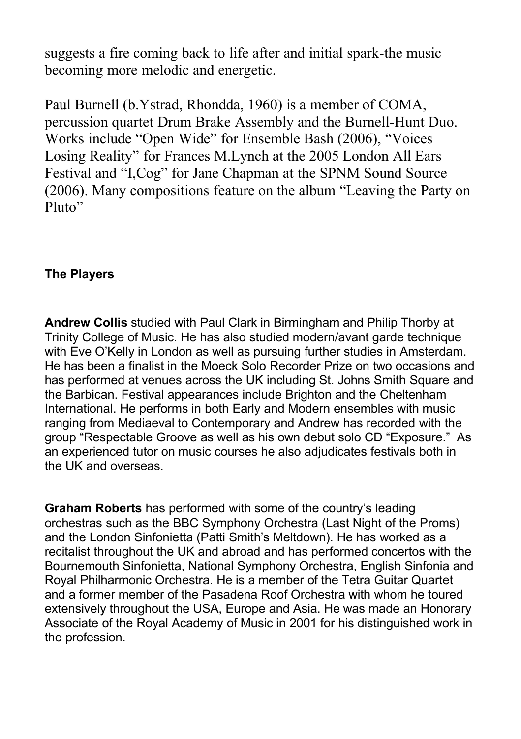suggests a fire coming back to life after and initial spark-the music becoming more melodic and energetic.

Paul Burnell (b.Ystrad, Rhondda, 1960) is a member of COMA, percussion quartet Drum Brake Assembly and the Burnell-Hunt Duo. Works include "Open Wide" for Ensemble Bash (2006), "Voices Losing Reality" for Frances M.Lynch at the 2005 London All Ears Festival and "I,Cog" for Jane Chapman at the SPNM Sound Source (2006). Many compositions feature on the album "Leaving the Party on Pluto"

**The Players**

**Andrew Collis** studied with Paul Clark in Birmingham and Philip Thorby at Trinity College of Music. He has also studied modern/avant garde technique with Eve O'Kelly in London as well as pursuing further studies in Amsterdam. He has been a finalist in the Moeck Solo Recorder Prize on two occasions and has performed at venues across the UK including St. Johns Smith Square and the Barbican. Festival appearances include Brighton and the Cheltenham International. He performs in both Early and Modern ensembles with music ranging from Mediaeval to Contemporary and Andrew has recorded with the group "Respectable Groove as well as his own debut solo CD "Exposure." As an experienced tutor on music courses he also adjudicates festivals both in the UK and overseas.

**Graham Roberts** has performed with some of the country's leading orchestras such as the BBC Symphony Orchestra (Last Night of the Proms) and the London Sinfonietta (Patti Smith's Meltdown). He has worked as a recitalist throughout the UK and abroad and has performed concertos with the Bournemouth Sinfonietta, National Symphony Orchestra, English Sinfonia and Royal Philharmonic Orchestra. He is a member of the Tetra Guitar Quartet and a former member of the Pasadena Roof Orchestra with whom he toured extensively throughout the USA, Europe and Asia. He was made an Honorary Associate of the Royal Academy of Music in 2001 for his distinguished work in the profession.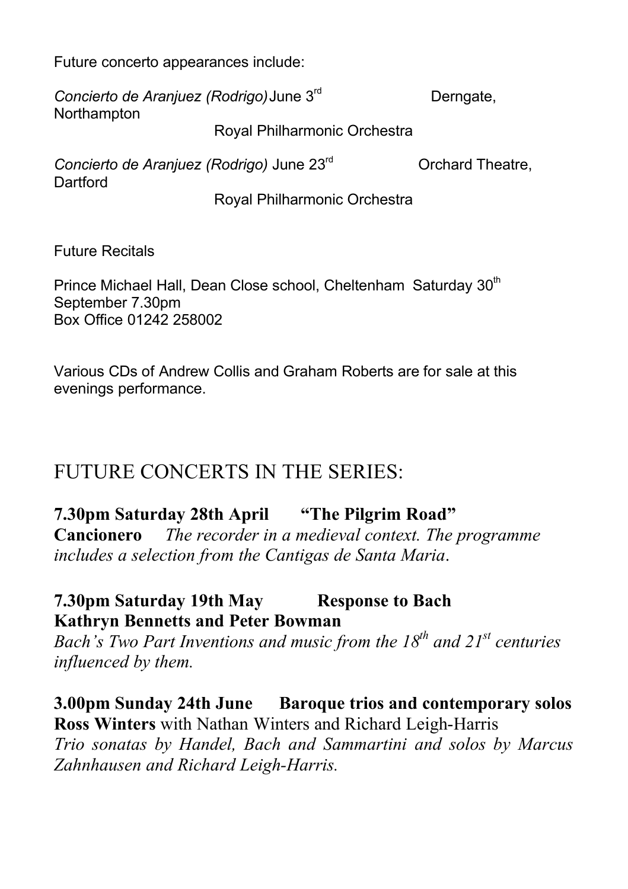Future concerto appearances include:

*Concierto de Aranjuez (Rodrigo)* June 3rd Derngate, Northampton
Royal Philharmonic Orchestra

*Concierto de Aranjuez (Rodrigo)* June 23rd Orchard Theatre, Dartford
Royal Philharmonic Orchestra

Future Recitals

Prince Michael Hall, Dean Close school, Cheltenham Saturday 30th September 7.30pm
Box Office 01242 258002

Various CDs of Andrew Collis and Graham Roberts are for sale at this evenings performance.

## FUTURE CONCERTS IN THE SERIES:

**7.30pm Saturday 28th April "The Pilgrim Road"**
**Cancionero** *The recorder in a medieval context. The programme includes a selection from the Cantigas de Santa Maria*.

**7.30pm Saturday 19th May Response to Bach**
**Kathryn Bennetts and Peter Bowman**
*Bach's Two Part Inventions and music from the 18th and 21st centuries influenced by them.*

**3.00pm Sunday 24th June Baroque trios and contemporary solos**
**Ross Winters** with Nathan Winters and Richard Leigh-Harris
*Trio sonatas by Handel, Bach and Sammartini and solos by Marcus Zahnhausen and Richard Leigh-Harris.*